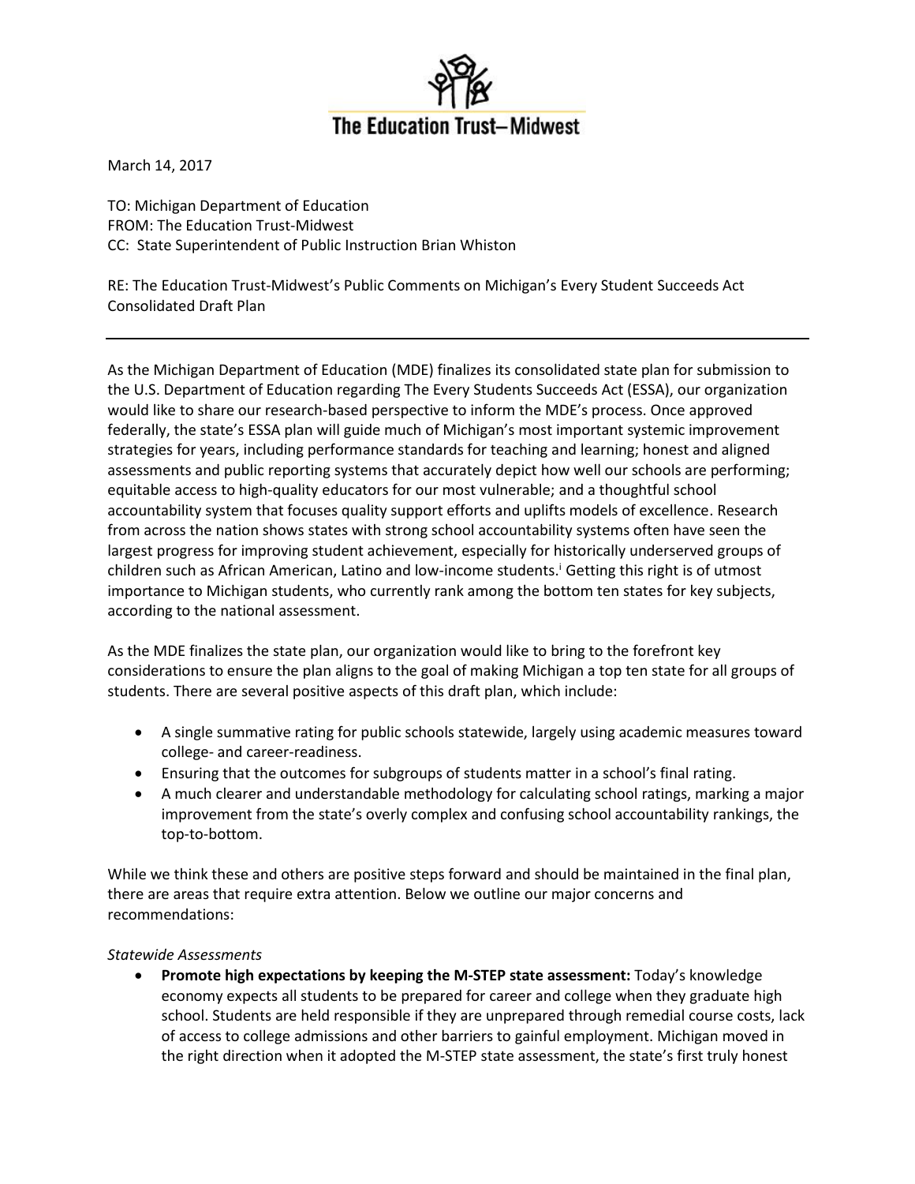# The Education Trust–Midwest

March 14, 2017

TO: Michigan Department of Education
FROM: The Education Trust-Midwest
CC: State Superintendent of Public Instruction Brian Whiston

RE: The Education Trust-Midwest's Public Comments on Michigan's Every Student Succeeds Act Consolidated Draft Plan

---

As the Michigan Department of Education (MDE) finalizes its consolidated state plan for submission to the U.S. Department of Education regarding The Every Students Succeeds Act (ESSA), our organization would like to share our research-based perspective to inform the MDE's process. Once approved federally, the state's ESSA plan will guide much of Michigan's most important systemic improvement strategies for years, including performance standards for teaching and learning; honest and aligned assessments and public reporting systems that accurately depict how well our schools are performing; equitable access to high-quality educators for our most vulnerable; and a thoughtful school accountability system that focuses quality support efforts and uplifts models of excellence. Research from across the nation shows states with strong school accountability systems often have seen the largest progress for improving student achievement, especially for historically underserved groups of children such as African American, Latino and low-income students.[i] Getting this right is of utmost importance to Michigan students, who currently rank among the bottom ten states for key subjects, according to the national assessment.

As the MDE finalizes the state plan, our organization would like to bring to the forefront key considerations to ensure the plan aligns to the goal of making Michigan a top ten state for all groups of students. There are several positive aspects of this draft plan, which include:

- A single summative rating for public schools statewide, largely using academic measures toward college- and career-readiness.
- Ensuring that the outcomes for subgroups of students matter in a school's final rating.
- A much clearer and understandable methodology for calculating school ratings, marking a major improvement from the state's overly complex and confusing school accountability rankings, the top-to-bottom.

While we think these and others are positive steps forward and should be maintained in the final plan, there are areas that require extra attention. Below we outline our major concerns and recommendations:

*Statewide Assessments*

- **Promote high expectations by keeping the M-STEP state assessment:** Today's knowledge economy expects all students to be prepared for career and college when they graduate high school. Students are held responsible if they are unprepared through remedial course costs, lack of access to college admissions and other barriers to gainful employment. Michigan moved in the right direction when it adopted the M-STEP state assessment, the state's first truly honest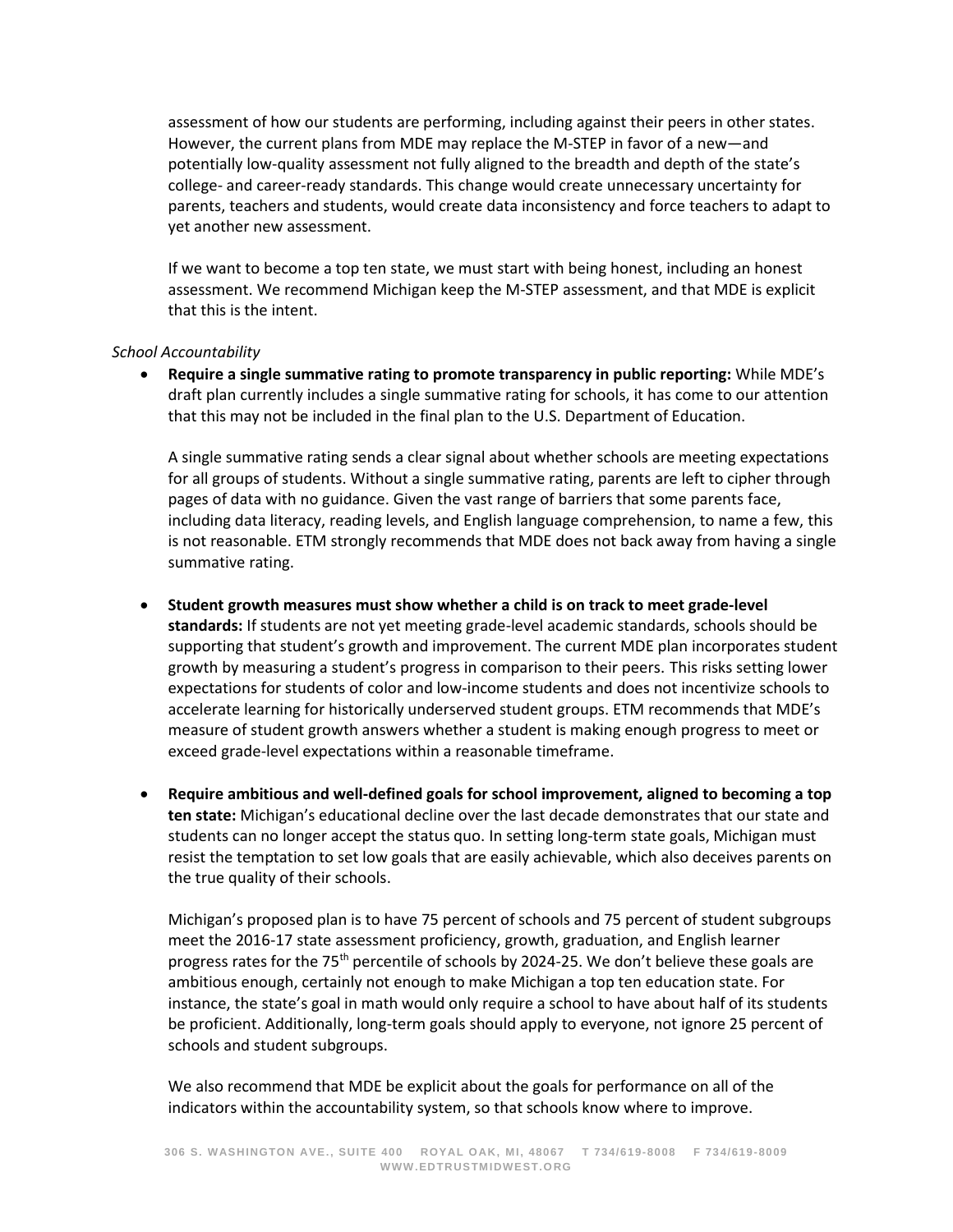assessment of how our students are performing, including against their peers in other states. However, the current plans from MDE may replace the M-STEP in favor of a new—and potentially low-quality assessment not fully aligned to the breadth and depth of the state's college- and career-ready standards. This change would create unnecessary uncertainty for parents, teachers and students, would create data inconsistency and force teachers to adapt to yet another new assessment.

If we want to become a top ten state, we must start with being honest, including an honest assessment. We recommend Michigan keep the M-STEP assessment, and that MDE is explicit that this is the intent.

*School Accountability*

- **Require a single summative rating to promote transparency in public reporting:** While MDE's draft plan currently includes a single summative rating for schools, it has come to our attention that this may not be included in the final plan to the U.S. Department of Education.

  A single summative rating sends a clear signal about whether schools are meeting expectations for all groups of students. Without a single summative rating, parents are left to cipher through pages of data with no guidance. Given the vast range of barriers that some parents face, including data literacy, reading levels, and English language comprehension, to name a few, this is not reasonable. ETM strongly recommends that MDE does not back away from having a single summative rating.

- **Student growth measures must show whether a child is on track to meet grade-level standards:** If students are not yet meeting grade-level academic standards, schools should be supporting that student's growth and improvement. The current MDE plan incorporates student growth by measuring a student's progress in comparison to their peers. This risks setting lower expectations for students of color and low-income students and does not incentivize schools to accelerate learning for historically underserved student groups. ETM recommends that MDE's measure of student growth answers whether a student is making enough progress to meet or exceed grade-level expectations within a reasonable timeframe.

- **Require ambitious and well-defined goals for school improvement, aligned to becoming a top ten state:** Michigan's educational decline over the last decade demonstrates that our state and students can no longer accept the status quo. In setting long-term state goals, Michigan must resist the temptation to set low goals that are easily achievable, which also deceives parents on the true quality of their schools.

  Michigan's proposed plan is to have 75 percent of schools and 75 percent of student subgroups meet the 2016-17 state assessment proficiency, growth, graduation, and English learner progress rates for the 75th percentile of schools by 2024-25. We don't believe these goals are ambitious enough, certainly not enough to make Michigan a top ten education state. For instance, the state's goal in math would only require a school to have about half of its students be proficient. Additionally, long-term goals should apply to everyone, not ignore 25 percent of schools and student subgroups.

  We also recommend that MDE be explicit about the goals for performance on all of the indicators within the accountability system, so that schools know where to improve.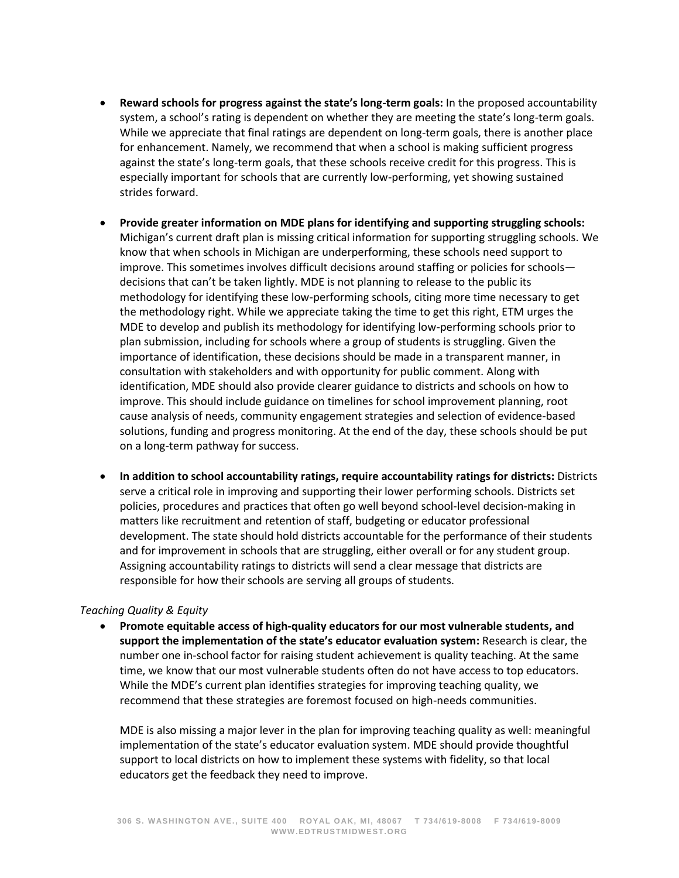- **Reward schools for progress against the state's long-term goals:** In the proposed accountability system, a school's rating is dependent on whether they are meeting the state's long-term goals. While we appreciate that final ratings are dependent on long-term goals, there is another place for enhancement. Namely, we recommend that when a school is making sufficient progress against the state's long-term goals, that these schools receive credit for this progress. This is especially important for schools that are currently low-performing, yet showing sustained strides forward.

- **Provide greater information on MDE plans for identifying and supporting struggling schools:** Michigan's current draft plan is missing critical information for supporting struggling schools. We know that when schools in Michigan are underperforming, these schools need support to improve. This sometimes involves difficult decisions around staffing or policies for schools—decisions that can't be taken lightly. MDE is not planning to release to the public its methodology for identifying these low-performing schools, citing more time necessary to get the methodology right. While we appreciate taking the time to get this right, ETM urges the MDE to develop and publish its methodology for identifying low-performing schools prior to plan submission, including for schools where a group of students is struggling. Given the importance of identification, these decisions should be made in a transparent manner, in consultation with stakeholders and with opportunity for public comment. Along with identification, MDE should also provide clearer guidance to districts and schools on how to improve. This should include guidance on timelines for school improvement planning, root cause analysis of needs, community engagement strategies and selection of evidence-based solutions, funding and progress monitoring. At the end of the day, these schools should be put on a long-term pathway for success.

- **In addition to school accountability ratings, require accountability ratings for districts:** Districts serve a critical role in improving and supporting their lower performing schools. Districts set policies, procedures and practices that often go well beyond school-level decision-making in matters like recruitment and retention of staff, budgeting or educator professional development. The state should hold districts accountable for the performance of their students and for improvement in schools that are struggling, either overall or for any student group. Assigning accountability ratings to districts will send a clear message that districts are responsible for how their schools are serving all groups of students.

*Teaching Quality & Equity*

- **Promote equitable access of high-quality educators for our most vulnerable students, and support the implementation of the state's educator evaluation system:** Research is clear, the number one in-school factor for raising student achievement is quality teaching. At the same time, we know that our most vulnerable students often do not have access to top educators. While the MDE's current plan identifies strategies for improving teaching quality, we recommend that these strategies are foremost focused on high-needs communities.

  MDE is also missing a major lever in the plan for improving teaching quality as well: meaningful implementation of the state's educator evaluation system. MDE should provide thoughtful support to local districts on how to implement these systems with fidelity, so that local educators get the feedback they need to improve.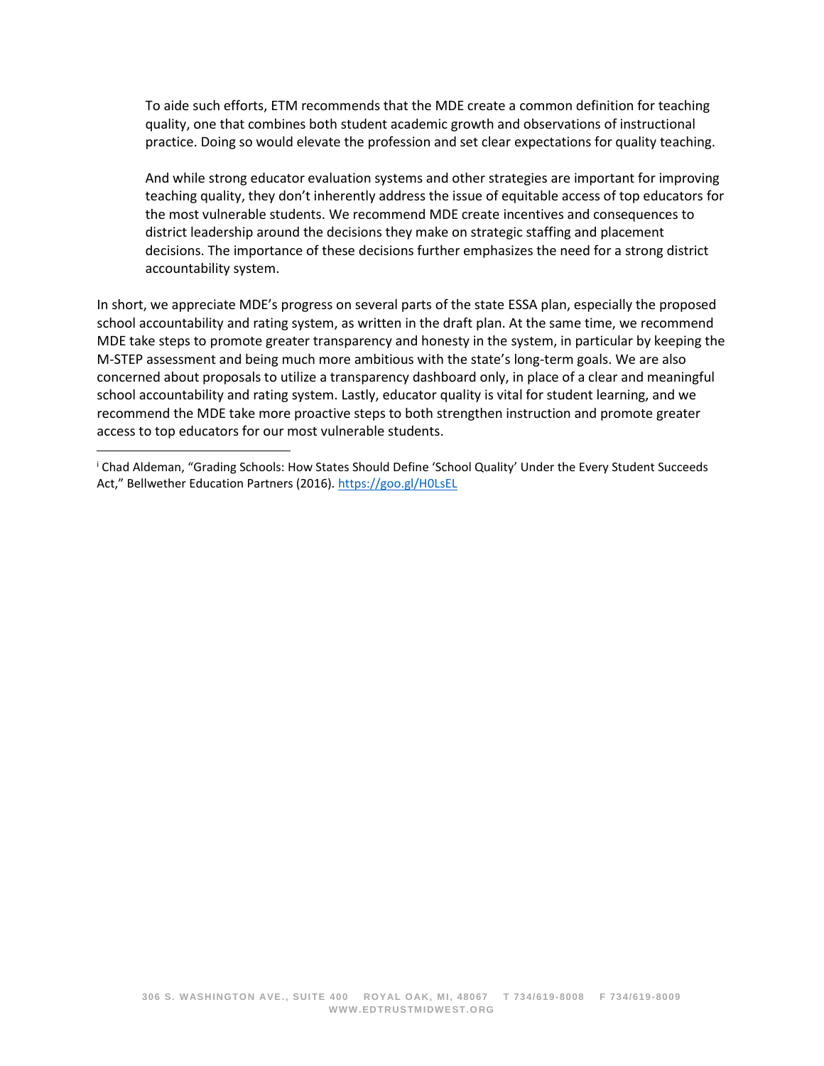To aide such efforts, ETM recommends that the MDE create a common definition for teaching quality, one that combines both student academic growth and observations of instructional practice. Doing so would elevate the profession and set clear expectations for quality teaching.

And while strong educator evaluation systems and other strategies are important for improving teaching quality, they don't inherently address the issue of equitable access of top educators for the most vulnerable students. We recommend MDE create incentives and consequences to district leadership around the decisions they make on strategic staffing and placement decisions. The importance of these decisions further emphasizes the need for a strong district accountability system.

In short, we appreciate MDE's progress on several parts of the state ESSA plan, especially the proposed school accountability and rating system, as written in the draft plan. At the same time, we recommend MDE take steps to promote greater transparency and honesty in the system, in particular by keeping the M-STEP assessment and being much more ambitious with the state's long-term goals. We are also concerned about proposals to utilize a transparency dashboard only, in place of a clear and meaningful school accountability and rating system. Lastly, educator quality is vital for student learning, and we recommend the MDE take more proactive steps to both strengthen instruction and promote greater access to top educators for our most vulnerable students.

---

[i] Chad Aldeman, "Grading Schools: How States Should Define 'School Quality' Under the Every Student Succeeds Act," Bellwether Education Partners (2016). https://goo.gl/H0LsEL